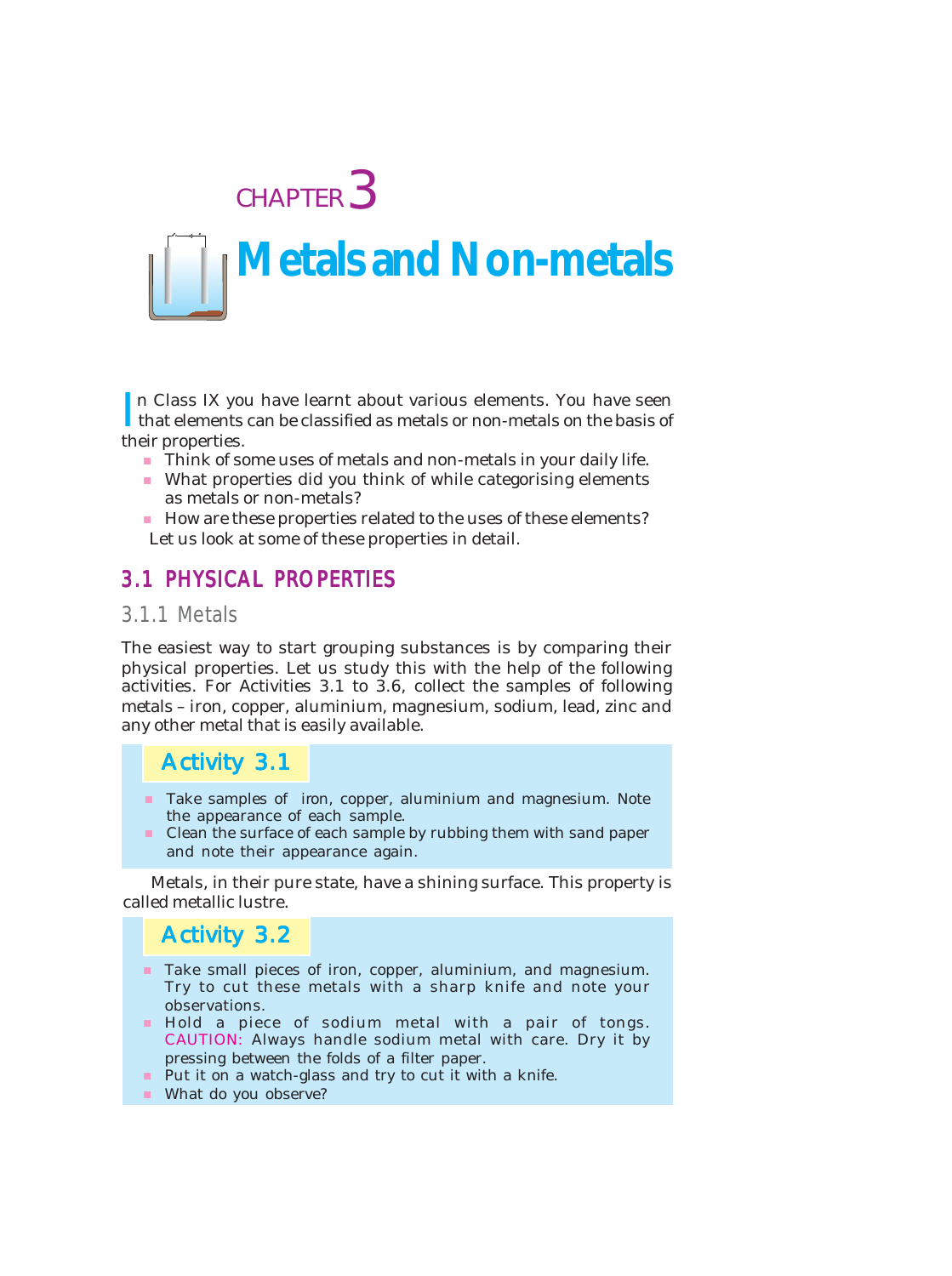CHAPTER 3

# Metals and Non-metals

In Class IX you have learnt about various elements. You have seen that elements can be classified as metals or non-metals on the basis of their properties.

- Think of some uses of metals and non-metals in your daily life.
- What properties did you think of while categorising elements as metals or non-metals?
- How are these properties related to the uses of these elements?

Let us look at some of these properties in detail.

## 3.1 PHYSICAL PROPERTIES

### 3.1.1 Metals

The easiest way to start grouping substances is by comparing their physical properties. Let us study this with the help of the following activities. For Activities 3.1 to 3.6, collect the samples of following metals – iron, copper, aluminium, magnesium, sodium, lead, zinc and any other metal that is easily available.

#### Activity 3.1

- Take samples of iron, copper, aluminium and magnesium. Note the appearance of each sample.
- Clean the surface of each sample by rubbing them with sand paper and note their appearance again.

Metals, in their pure state, have a shining surface. This property is called metallic lustre.

#### Activity 3.2

- Take small pieces of iron, copper, aluminium, and magnesium. Try to cut these metals with a sharp knife and note your observations.
- Hold a piece of sodium metal with a pair of tongs. CAUTION: Always handle sodium metal with care. Dry it by pressing between the folds of a filter paper.
- Put it on a watch-glass and try to cut it with a knife.
- What do you observe?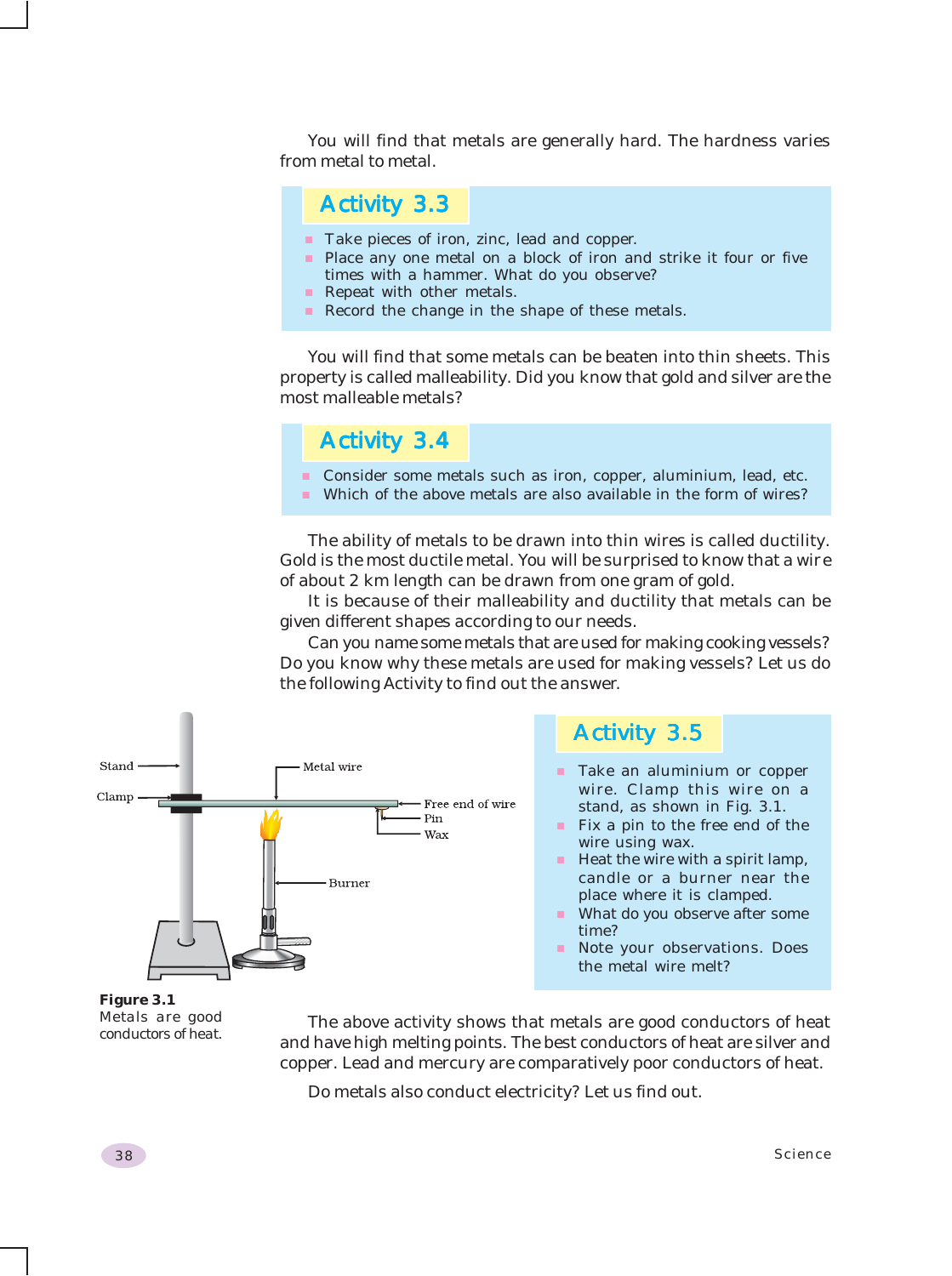You will find that metals are generally hard. The hardness varies from metal to metal.

## Activity 3.3

- Take pieces of iron, zinc, lead and copper.
- Place any one metal on a block of iron and strike it four or five times with a hammer. What do you observe?
- Repeat with other metals.
- Record the change in the shape of these metals.

You will find that some metals can be beaten into thin sheets. This property is called malleability. Did you know that gold and silver are the most malleable metals?

## Activity 3.4

- Consider some metals such as iron, copper, aluminium, lead, etc.
- Which of the above metals are also available in the form of wires?

The ability of metals to be drawn into thin wires is called ductility. Gold is the most ductile metal. You will be surprised to know that a wire of about 2 km length can be drawn from one gram of gold.

It is because of their malleability and ductility that metals can be given different shapes according to our needs.

Can you name some metals that are used for making cooking vessels? Do you know why these metals are used for making vessels? Let us do the following Activity to find out the answer.

## Activity 3.5

- Take an aluminium or copper wire. Clamp this wire on a stand, as shown in Fig. 3.1.
- Fix a pin to the free end of the wire using wax.
- Heat the wire with a spirit lamp, candle or a burner near the place where it is clamped.
- What do you observe after some time?
- Note your observations. Does the metal wire melt?

Stand, Clamp, Metal wire, Free end of wire, Pin, Wax, Burner

**Figure 3.1** Metals are good conductors of heat.

The above activity shows that metals are good conductors of heat and have high melting points. The best conductors of heat are silver and copper. Lead and mercury are comparatively poor conductors of heat.

Do metals also conduct electricity? Let us find out.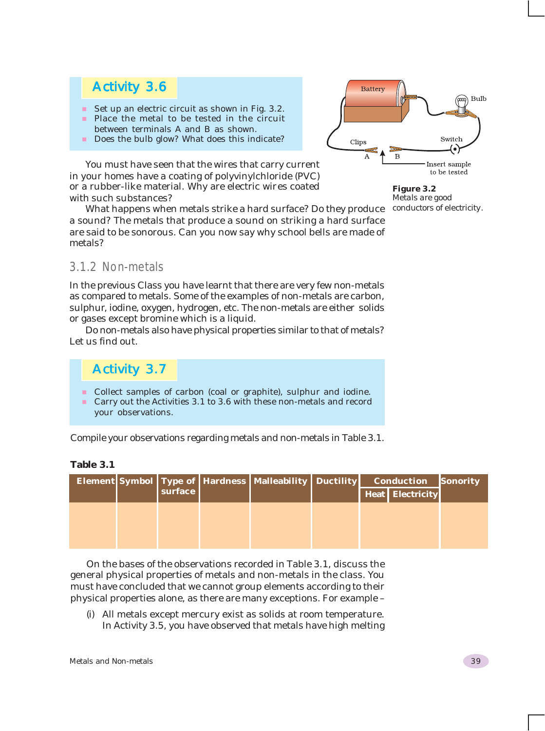## Activity 3.6

- Set up an electric circuit as shown in Fig. 3.2.
- Place the metal to be tested in the circuit between terminals A and B as shown.
- Does the bulb glow? What does this indicate?

Figure 3.2
Metals are good conductors of electricity.

You must have seen that the wires that carry current in your homes have a coating of polyvinylchloride (PVC) or a rubber-like material. Why are electric wires coated with such substances?

What happens when metals strike a hard surface? Do they produce a sound? The metals that produce a sound on striking a hard surface are said to be sonorous. Can you now say why school bells are made of metals?

### 3.1.2 Non-metals

In the previous Class you have learnt that there are very few non-metals as compared to metals. Some of the examples of non-metals are carbon, sulphur, iodine, oxygen, hydrogen, etc. The non-metals are either solids or gases except bromine which is a liquid.

Do non-metals also have physical properties similar to that of metals? Let us find out.

## Activity 3.7

- Collect samples of carbon (coal or graphite), sulphur and iodine.
- Carry out the Activities 3.1 to 3.6 with these non-metals and record your observations.

Compile your observations regarding metals and non-metals in Table 3.1.

**Table 3.1**

| Element | Symbol | Type of surface | Hardness | Malleability | Ductility | Conduction | | Sonority |
|---|---|---|---|---|---|---|---|---|
| | | | | | | Heat | Electricity | |
| | | | | | | | | |

On the bases of the observations recorded in Table 3.1, discuss the general physical properties of metals and non-metals in the class. You must have concluded that we cannot group elements according to their physical properties alone, as there are many exceptions. For example –

(i) All metals except mercury exist as solids at room temperature. In Activity 3.5, you have observed that metals have high melting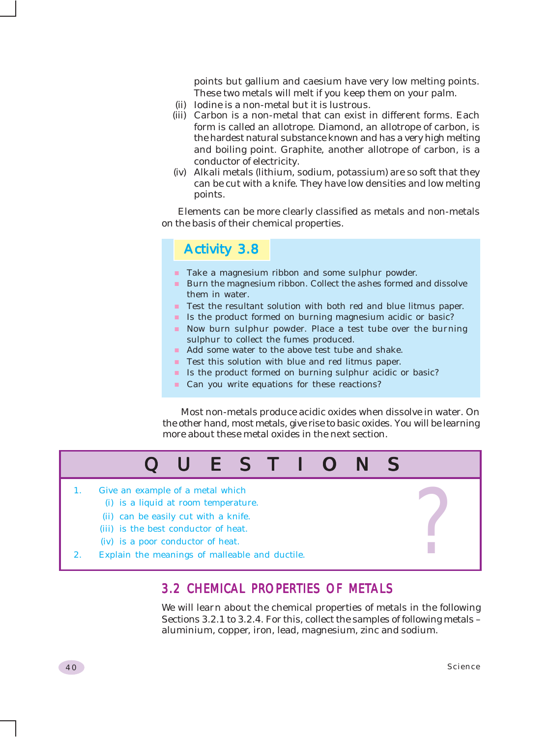points but gallium and caesium have very low melting points. These two metals will melt if you keep them on your palm.

(ii) Iodine is a non-metal but it is lustrous.

(iii) Carbon is a non-metal that can exist in different forms. Each form is called an allotrope. Diamond, an allotrope of carbon, is the hardest natural substance known and has a very high melting and boiling point. Graphite, another allotrope of carbon, is a conductor of electricity.

(iv) Alkali metals (lithium, sodium, potassium) are so soft that they can be cut with a knife. They have low densities and low melting points.

Elements can be more clearly classified as metals and non-metals on the basis of their chemical properties.

### Activity 3.8

- Take a magnesium ribbon and some sulphur powder.
- Burn the magnesium ribbon. Collect the ashes formed and dissolve them in water.
- Test the resultant solution with both red and blue litmus paper.
- Is the product formed on burning magnesium acidic or basic?
- Now burn sulphur powder. Place a test tube over the burning sulphur to collect the fumes produced.
- Add some water to the above test tube and shake.
- Test this solution with blue and red litmus paper.
- Is the product formed on burning sulphur acidic or basic?
- Can you write equations for these reactions?

Most non-metals produce acidic oxides when dissolve in water. On the other hand, most metals, give rise to basic oxides. You will be learning more about these metal oxides in the next section.

## QUESTIONS

1. Give an example of a metal which
   (i) is a liquid at room temperature.
   (ii) can be easily cut with a knife.
   (iii) is the best conductor of heat.
   (iv) is a poor conductor of heat.
2. Explain the meanings of malleable and ductile.

## 3.2 CHEMICAL PROPERTIES OF METALS

We will learn about the chemical properties of metals in the following Sections 3.2.1 to 3.2.4. For this, collect the samples of following metals – aluminium, copper, iron, lead, magnesium, zinc and sodium.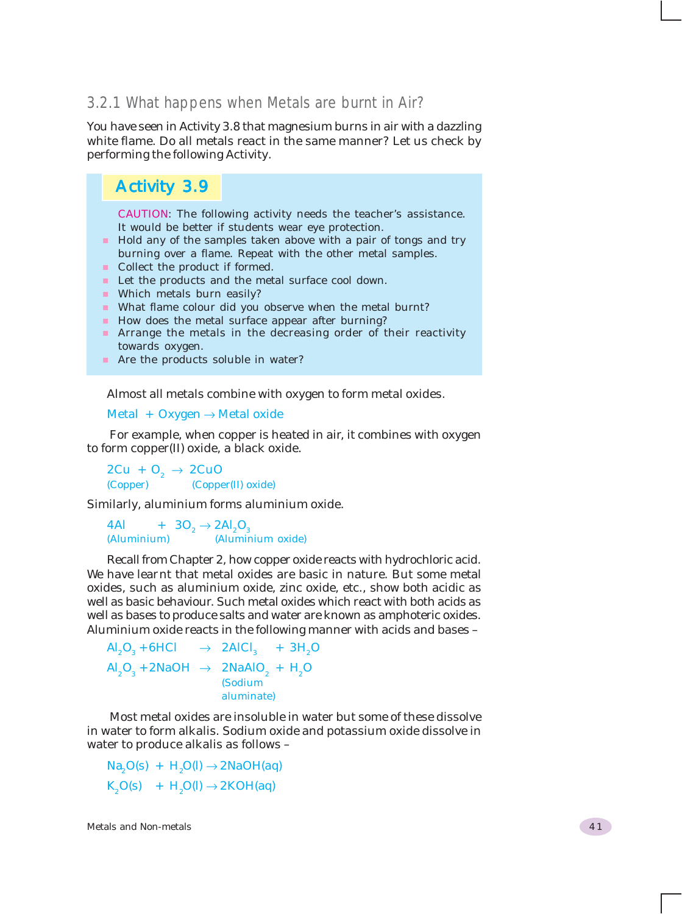### 3.2.1 What happens when Metals are burnt in Air?

You have seen in Activity 3.8 that magnesium burns in air with a dazzling white flame. Do all metals react in the same manner? Let us check by performing the following Activity.

## Activity 3.9

CAUTION: The following activity needs the teacher's assistance. It would be better if students wear eye protection.

- Hold any of the samples taken above with a pair of tongs and try burning over a flame. Repeat with the other metal samples.
- Collect the product if formed.
- Let the products and the metal surface cool down.
- Which metals burn easily?
- What flame colour did you observe when the metal burnt?
- How does the metal surface appear after burning?
- Arrange the metals in the decreasing order of their reactivity towards oxygen.
- Are the products soluble in water?

Almost all metals combine with oxygen to form metal oxides.

$$\text{Metal} + \text{Oxygen} \rightarrow \text{Metal oxide}$$

For example, when copper is heated in air, it combines with oxygen to form copper(II) oxide, a black oxide.

$$\underset{\text{(Copper)}}{2Cu} + O_2 \rightarrow \underset{\text{(Copper(II) oxide)}}{2CuO}$$

Similarly, aluminium forms aluminium oxide.

$$\underset{\text{(Aluminium)}}{4Al} + 3O_2 \rightarrow \underset{\text{(Aluminium oxide)}}{2Al_2O_3}$$

Recall from Chapter 2, how copper oxide reacts with hydrochloric acid. We have learnt that metal oxides are basic in nature. But some metal oxides, such as aluminium oxide, zinc oxide, etc., show both acidic as well as basic behaviour. Such metal oxides which react with both acids as well as bases to produce salts and water are known as amphoteric oxides. Aluminium oxide reacts in the following manner with acids and bases –

$$Al_2O_3 + 6HCl \rightarrow 2AlCl_3 + 3H_2O$$

$$Al_2O_3 + 2NaOH \rightarrow \underset{\text{(Sodium aluminate)}}{2NaAlO_2} + H_2O$$

Most metal oxides are insoluble in water but some of these dissolve in water to form alkalis. Sodium oxide and potassium oxide dissolve in water to produce alkalis as follows –

$$Na_2O(s) + H_2O(l) \rightarrow 2NaOH(aq)$$

$$K_2O(s) + H_2O(l) \rightarrow 2KOH(aq)$$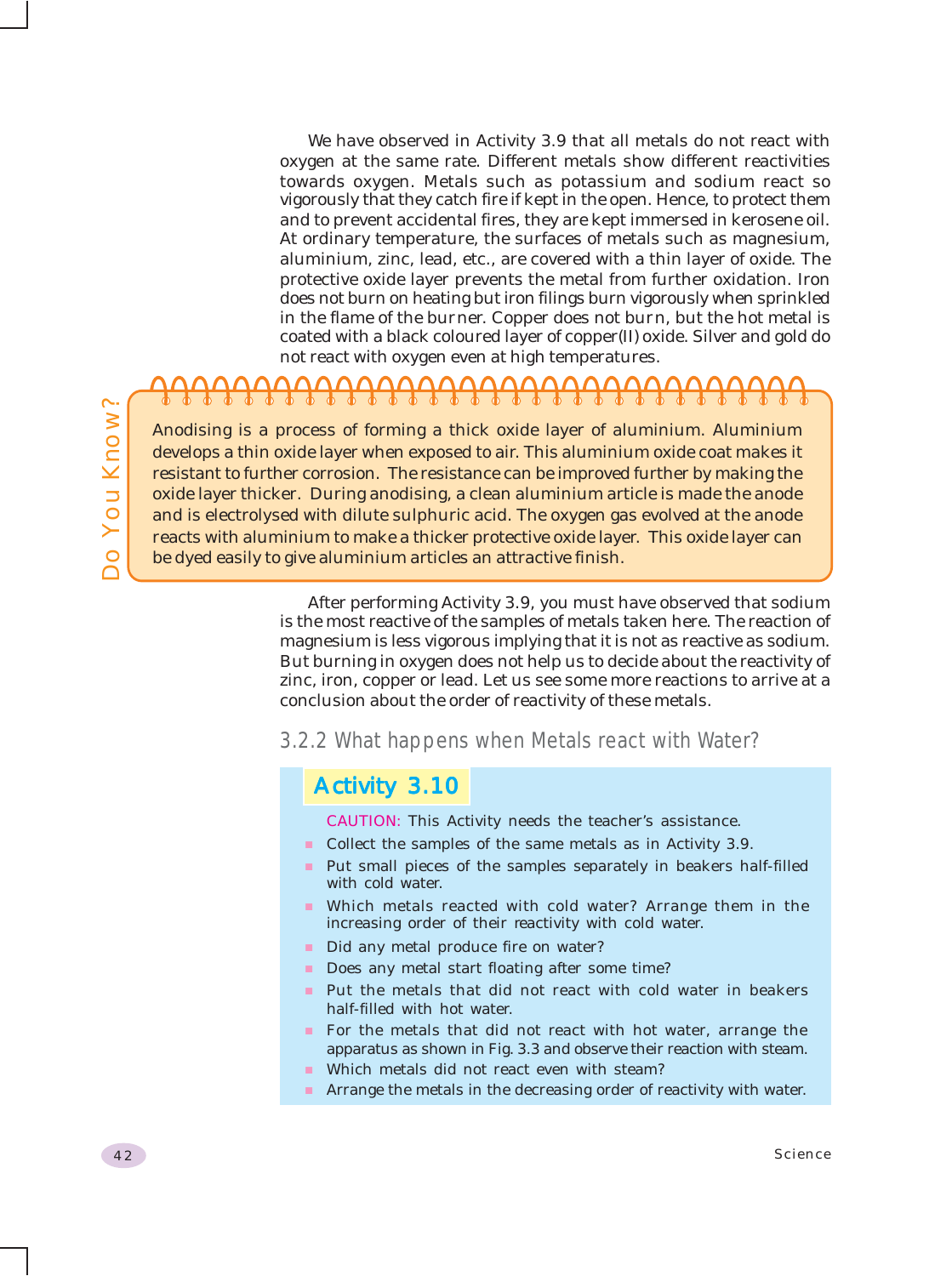We have observed in Activity 3.9 that all metals do not react with oxygen at the same rate. Different metals show different reactivities towards oxygen. Metals such as potassium and sodium react so vigorously that they catch fire if kept in the open. Hence, to protect them and to prevent accidental fires, they are kept immersed in kerosene oil. At ordinary temperature, the surfaces of metals such as magnesium, aluminium, zinc, lead, etc., are covered with a thin layer of oxide. The protective oxide layer prevents the metal from further oxidation. Iron does not burn on heating but iron filings burn vigorously when sprinkled in the flame of the burner. Copper does not burn, but the hot metal is coated with a black coloured layer of copper(II) oxide. Silver and gold do not react with oxygen even at high temperatures.

**Do You Know?**

Anodising is a process of forming a thick oxide layer of aluminium. Aluminium develops a thin oxide layer when exposed to air. This aluminium oxide coat makes it resistant to further corrosion. The resistance can be improved further by making the oxide layer thicker. During anodising, a clean aluminium article is made the anode and is electrolysed with dilute sulphuric acid. The oxygen gas evolved at the anode reacts with aluminium to make a thicker protective oxide layer. This oxide layer can be dyed easily to give aluminium articles an attractive finish.

After performing Activity 3.9, you must have observed that sodium is the most reactive of the samples of metals taken here. The reaction of magnesium is less vigorous implying that it is not as reactive as sodium. But burning in oxygen does not help us to decide about the reactivity of zinc, iron, copper or lead. Let us see some more reactions to arrive at a conclusion about the order of reactivity of these metals.

### 3.2.2 What happens when Metals react with Water?

#### Activity 3.10

CAUTION: This Activity needs the teacher's assistance.

- Collect the samples of the same metals as in Activity 3.9.
- Put small pieces of the samples separately in beakers half-filled with cold water.
- Which metals reacted with cold water? Arrange them in the increasing order of their reactivity with cold water.
- Did any metal produce fire on water?
- Does any metal start floating after some time?
- Put the metals that did not react with cold water in beakers half-filled with hot water.
- For the metals that did not react with hot water, arrange the apparatus as shown in Fig. 3.3 and observe their reaction with steam.
- Which metals did not react even with steam?
- Arrange the metals in the decreasing order of reactivity with water.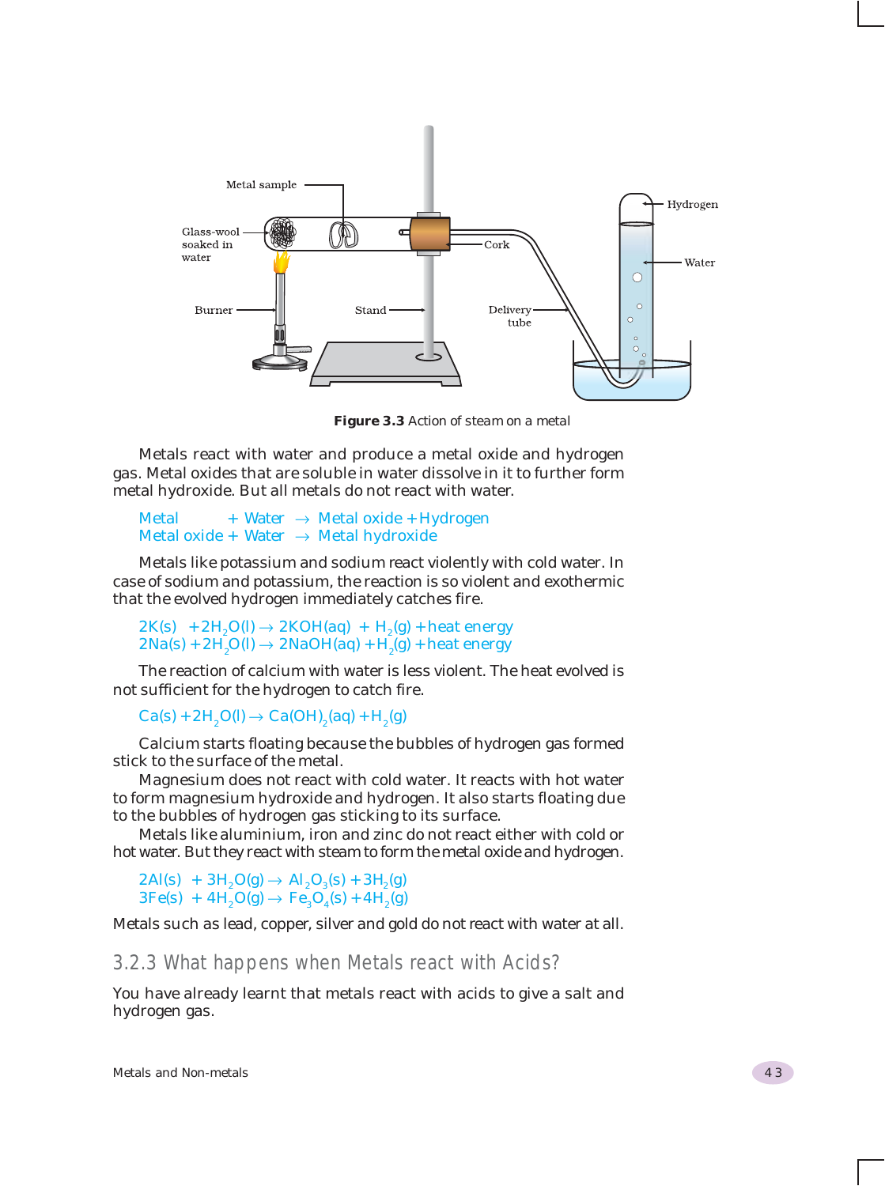Figure 3.3 Action of steam on a metal

Metals react with water and produce a metal oxide and hydrogen gas. Metal oxides that are soluble in water dissolve in it to further form metal hydroxide. But all metals do not react with water.

Metal + Water → Metal oxide + Hydrogen
Metal oxide + Water → Metal hydroxide

Metals like potassium and sodium react violently with cold water. In case of sodium and potassium, the reaction is so violent and exothermic that the evolved hydrogen immediately catches fire.

$$2K(s) + 2H_2O(l) \rightarrow 2KOH(aq) + H_2(g) + \text{heat energy}$$
$$2Na(s) + 2H_2O(l) \rightarrow 2NaOH(aq) + H_2(g) + \text{heat energy}$$

The reaction of calcium with water is less violent. The heat evolved is not sufficient for the hydrogen to catch fire.

$$Ca(s) + 2H_2O(l) \rightarrow Ca(OH)_2(aq) + H_2(g)$$

Calcium starts floating because the bubbles of hydrogen gas formed stick to the surface of the metal.

Magnesium does not react with cold water. It reacts with hot water to form magnesium hydroxide and hydrogen. It also starts floating due to the bubbles of hydrogen gas sticking to its surface.

Metals like aluminium, iron and zinc do not react either with cold or hot water. But they react with steam to form the metal oxide and hydrogen.

$$2Al(s) + 3H_2O(g) \rightarrow Al_2O_3(s) + 3H_2(g)$$
$$3Fe(s) + 4H_2O(g) \rightarrow Fe_3O_4(s) + 4H_2(g)$$

Metals such as lead, copper, silver and gold do not react with water at all.

### 3.2.3 What happens when Metals react with Acids?

You have already learnt that metals react with acids to give a salt and hydrogen gas.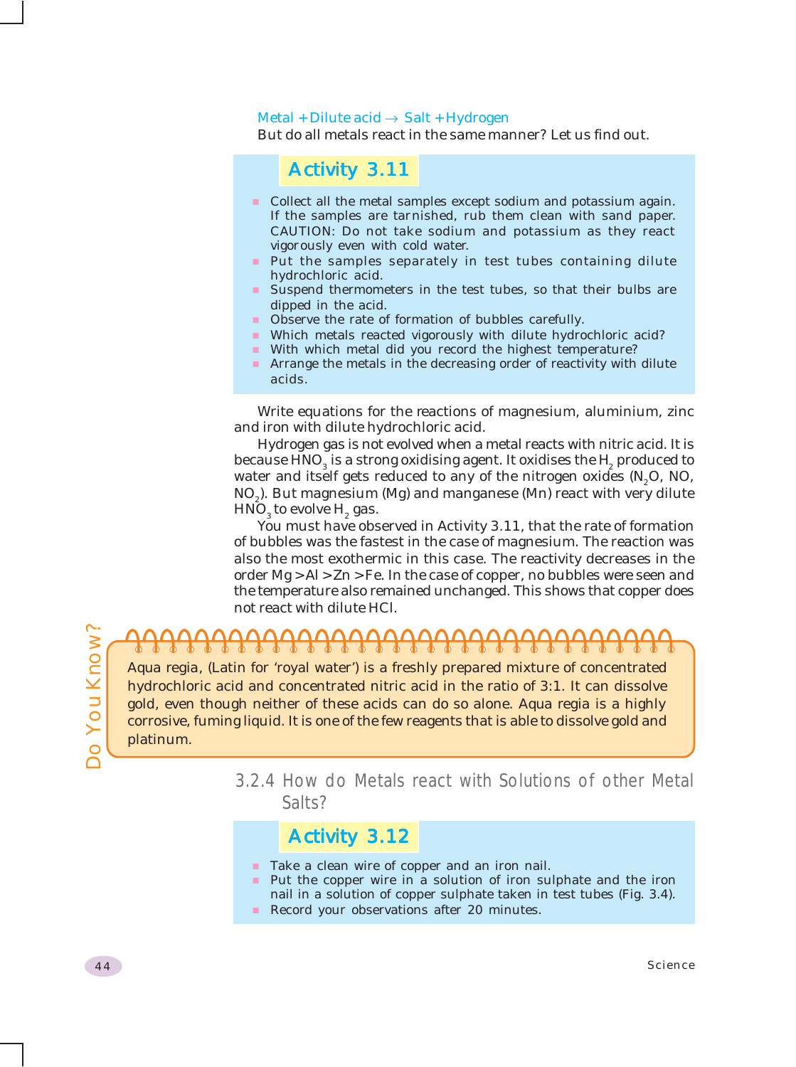Metal + Dilute acid → Salt + Hydrogen

But do all metals react in the same manner? Let us find out.

### Activity 3.11

- Collect all the metal samples except sodium and potassium again. If the samples are tarnished, rub them clean with sand paper. CAUTION: Do not take sodium and potassium as they react vigorously even with cold water.
- Put the samples separately in test tubes containing dilute hydrochloric acid.
- Suspend thermometers in the test tubes, so that their bulbs are dipped in the acid.
- Observe the rate of formation of bubbles carefully.
- Which metals reacted vigorously with dilute hydrochloric acid?
- With which metal did you record the highest temperature?
- Arrange the metals in the decreasing order of reactivity with dilute acids.

Write equations for the reactions of magnesium, aluminium, zinc and iron with dilute hydrochloric acid.

Hydrogen gas is not evolved when a metal reacts with nitric acid. It is because $HNO_3$ is a strong oxidising agent. It oxidises the $H_2$ produced to water and itself gets reduced to any of the nitrogen oxides ($N_2O$, $NO$, $NO_2$). But magnesium (Mg) and manganese (Mn) react with very dilute $HNO_3$ to evolve $H_2$ gas.

You must have observed in Activity 3.11, that the rate of formation of bubbles was the fastest in the case of magnesium. The reaction was also the most exothermic in this case. The reactivity decreases in the order Mg > Al > Zn > Fe. In the case of copper, no bubbles were seen and the temperature also remained unchanged. This shows that copper does not react with dilute HCl.

**Do You Know?**

Aqua regia, (Latin for 'royal water') is a freshly prepared mixture of concentrated hydrochloric acid and concentrated nitric acid in the ratio of 3:1. It can dissolve gold, even though neither of these acids can do so alone. Aqua regia is a highly corrosive, fuming liquid. It is one of the few reagents that is able to dissolve gold and platinum.

## 3.2.4 How do Metals react with Solutions of other Metal Salts?

### Activity 3.12

- Take a clean wire of copper and an iron nail.
- Put the copper wire in a solution of iron sulphate and the iron nail in a solution of copper sulphate taken in test tubes (Fig. 3.4).
- Record your observations after 20 minutes.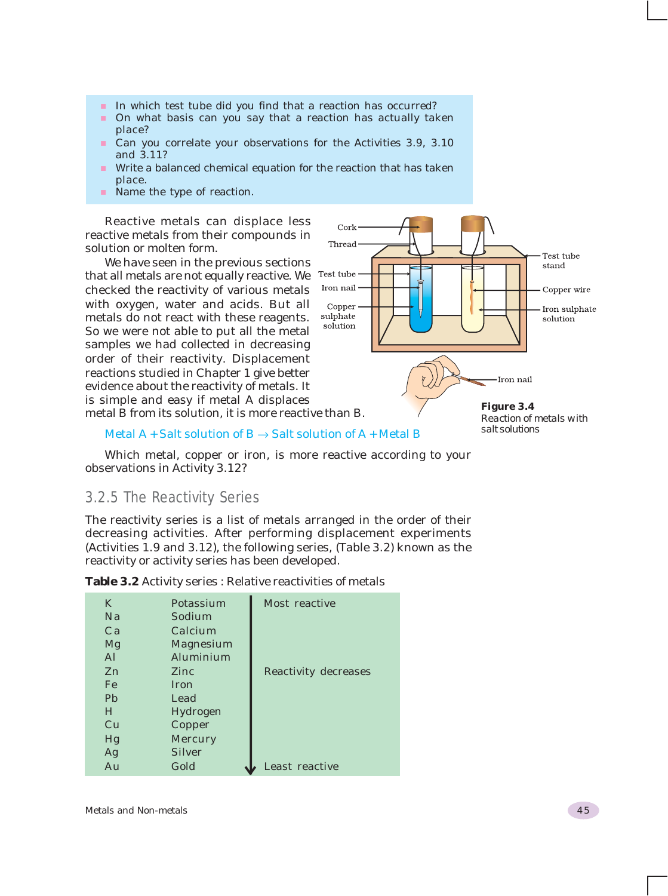- In which test tube did you find that a reaction has occurred?
- On what basis can you say that a reaction has actually taken place?
- Can you correlate your observations for the Activities 3.9, 3.10 and 3.11?
- Write a balanced chemical equation for the reaction that has taken place.
- Name the type of reaction.

Reactive metals can displace less reactive metals from their compounds in solution or molten form.

We have seen in the previous sections that all metals are not equally reactive. We checked the reactivity of various metals with oxygen, water and acids. But all metals do not react with these reagents. So we were not able to put all the metal samples we had collected in decreasing order of their reactivity. Displacement reactions studied in Chapter 1 give better evidence about the reactivity of metals. It is simple and easy if metal A displaces metal B from its solution, it is more reactive than B.

**Figure 3.4** Reaction of metals with salt solutions

Metal A + Salt solution of B → Salt solution of A + Metal B

Which metal, copper or iron, is more reactive according to your observations in Activity 3.12?

### 3.2.5 The Reactivity Series

The reactivity series is a list of metals arranged in the order of their decreasing activities. After performing displacement experiments (Activities 1.9 and 3.12), the following series, (Table 3.2) known as the reactivity or activity series has been developed.

**Table 3.2** Activity series : Relative reactivities of metals

| Symbol | Metal | |
|---|---|---|
| K | Potassium | Most reactive |
| Na | Sodium | |
| Ca | Calcium | |
| Mg | Magnesium | |
| Al | Aluminium | |
| Zn | Zinc | Reactivity decreases |
| Fe | Iron | |
| Pb | Lead | |
| H | Hydrogen | |
| Cu | Copper | |
| Hg | Mercury | |
| Ag | Silver | |
| Au | Gold | Least reactive |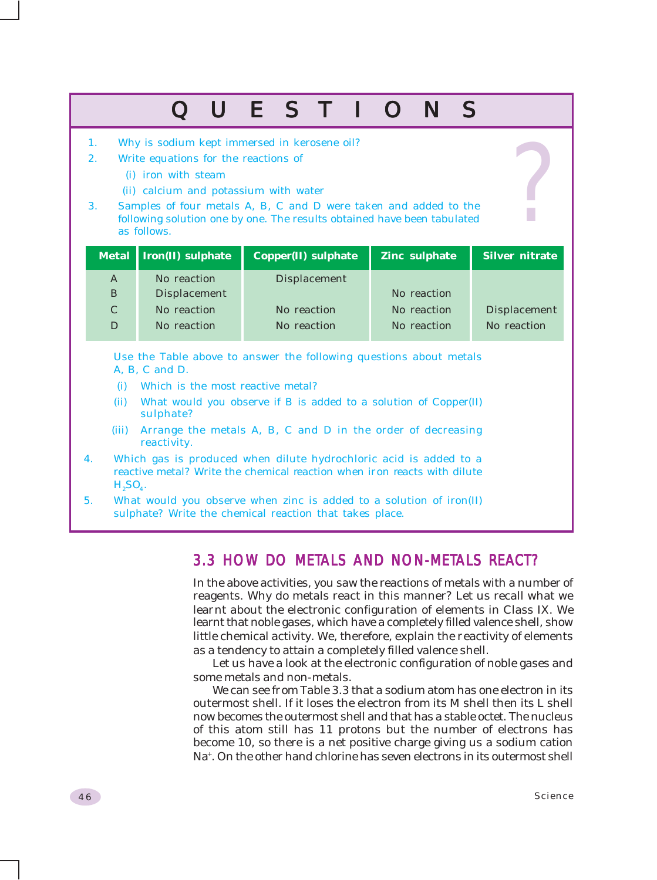# QUESTIONS

1. Why is sodium kept immersed in kerosene oil?
2. Write equations for the reactions of
   (i) iron with steam
   (ii) calcium and potassium with water
3. Samples of four metals A, B, C and D were taken and added to the following solution one by one. The results obtained have been tabulated as follows.

| Metal | Iron(II) sulphate | Copper(II) sulphate | Zinc sulphate | Silver nitrate |
|---|---|---|---|---|
| A | No reaction | Displacement | | |
| B | Displacement | | No reaction | |
| C | No reaction | No reaction | No reaction | Displacement |
| D | No reaction | No reaction | No reaction | No reaction |

Use the Table above to answer the following questions about metals A, B, C and D.

(i) Which is the most reactive metal?

(ii) What would you observe if B is added to a solution of Copper(II) sulphate?

(iii) Arrange the metals A, B, C and D in the order of decreasing reactivity.

4. Which gas is produced when dilute hydrochloric acid is added to a reactive metal? Write the chemical reaction when iron reacts with dilute $H_2SO_4$.
5. What would you observe when zinc is added to a solution of iron(II) sulphate? Write the chemical reaction that takes place.

## 3.3 HOW DO METALS AND NON-METALS REACT?

In the above activities, you saw the reactions of metals with a number of reagents. Why do metals react in this manner? Let us recall what we learnt about the electronic configuration of elements in Class IX. We learnt that noble gases, which have a completely filled valence shell, show little chemical activity. We, therefore, explain the reactivity of elements as a tendency to attain a completely filled valence shell.

Let us have a look at the electronic configuration of noble gases and some metals and non-metals.

We can see from Table 3.3 that a sodium atom has one electron in its outermost shell. If it loses the electron from its M shell then its L shell now becomes the outermost shell and that has a stable octet. The nucleus of this atom still has 11 protons but the number of electrons has become 10, so there is a net positive charge giving us a sodium cation $Na^+$. On the other hand chlorine has seven electrons in its outermost shell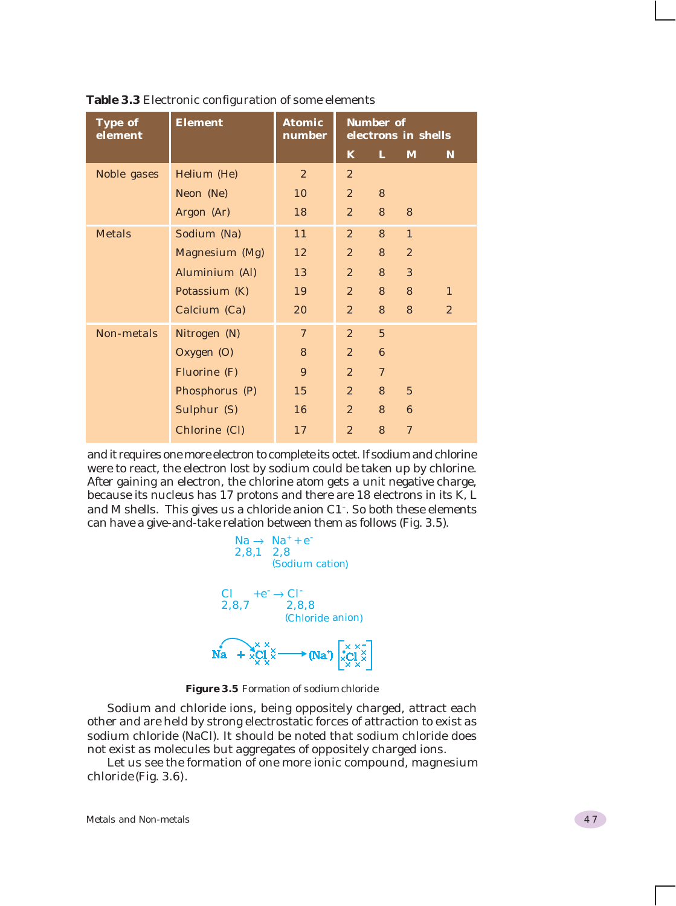**Table 3.3** Electronic configuration of some elements

| Type of element | Element | Atomic number | Number of electrons in shells | | | |
|---|---|---|---|---|---|---|
| | | | K | L | M | N |
| Noble gases | Helium (He) | 2 | 2 | | | |
| | Neon (Ne) | 10 | 2 | 8 | | |
| | Argon (Ar) | 18 | 2 | 8 | 8 | |
| Metals | Sodium (Na) | 11 | 2 | 8 | 1 | |
| | Magnesium (Mg) | 12 | 2 | 8 | 2 | |
| | Aluminium (Al) | 13 | 2 | 8 | 3 | |
| | Potassium (K) | 19 | 2 | 8 | 8 | 1 |
| | Calcium (Ca) | 20 | 2 | 8 | 8 | 2 |
| Non-metals | Nitrogen (N) | 7 | 2 | 5 | | |
| | Oxygen (O) | 8 | 2 | 6 | | |
| | Fluorine (F) | 9 | 2 | 7 | | |
| | Phosphorus (P) | 15 | 2 | 8 | 5 | |
| | Sulphur (S) | 16 | 2 | 8 | 6 | |
| | Chlorine (Cl) | 17 | 2 | 8 | 7 | |

and it requires one more electron to complete its octet. If sodium and chlorine were to react, the electron lost by sodium could be taken up by chlorine. After gaining an electron, the chlorine atom gets a unit negative charge, because its nucleus has 17 protons and there are 18 electrons in its K, L and M shells. This gives us a chloride anion $C1^-$. So both these elements can have a give-and-take relation between them as follows (Fig. 3.5).

$$\underset{2,8,1}{Na} \rightarrow \underset{\substack{2,8 \\ \text{(Sodium cation)}}}{Na^+} + e^-$$

$$\underset{2,8,7}{Cl} + e^- \rightarrow \underset{\substack{2,8,8 \\ \text{(Chloride anion)}}}{Cl^-}$$

$$Na + Cl \longrightarrow (Na^+)[Cl]^-$$

**Figure 3.5** Formation of sodium chloride

Sodium and chloride ions, being oppositely charged, attract each other and are held by strong electrostatic forces of attraction to exist as sodium chloride (NaCl). It should be noted that sodium chloride does not exist as molecules but aggregates of oppositely charged ions.

Let us see the formation of one more ionic compound, magnesium chloride (Fig. 3.6).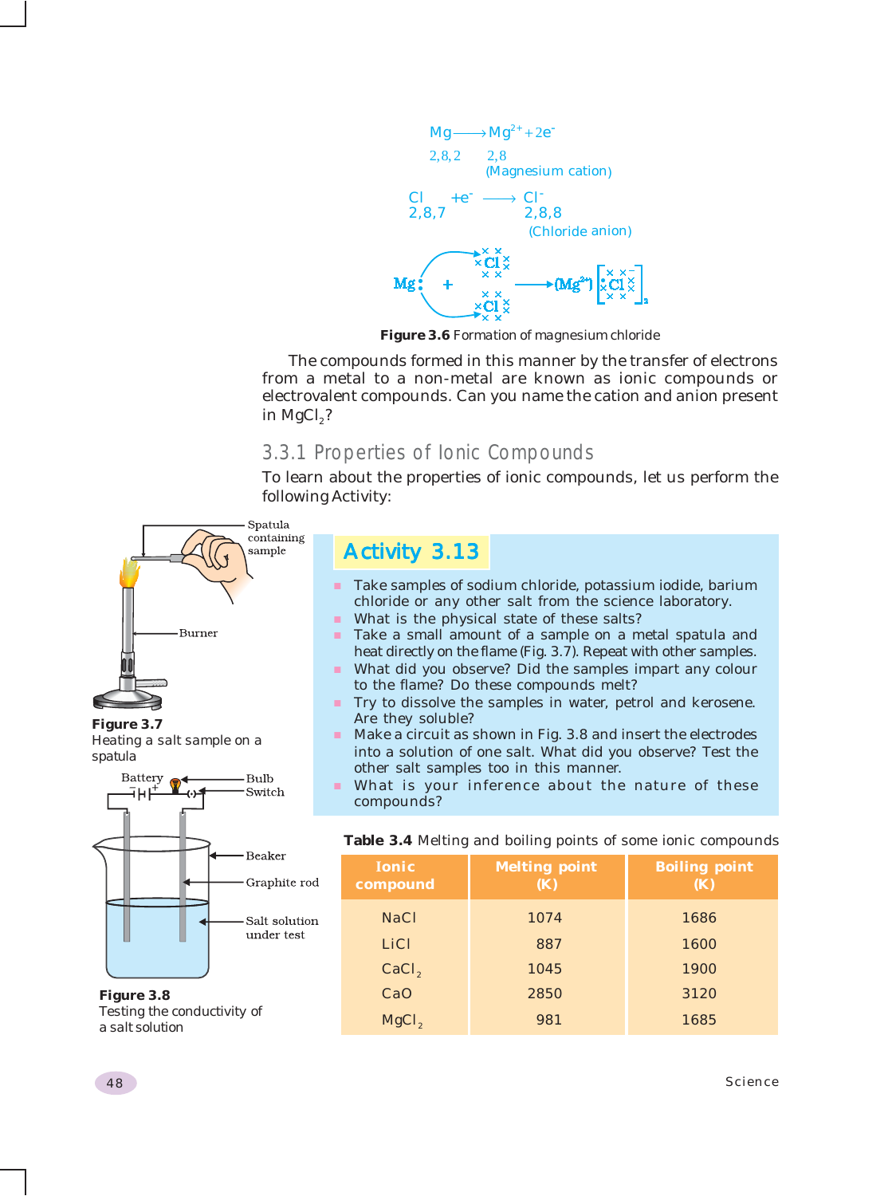$$Mg \longrightarrow Mg^{2+} + 2e^-$$

2,8,2 → 2,8 (Magnesium cation)

$$Cl + e^- \longrightarrow Cl^-$$

2,8,7 → 2,8,8 (Chloride anion)

**Figure 3.6** Formation of magnesium chloride

The compounds formed in this manner by the transfer of electrons from a metal to a non-metal are known as ionic compounds or electrovalent compounds. Can you name the cation and anion present in $MgCl_2$?

### 3.3.1 Properties of Ionic Compounds

To learn about the properties of ionic compounds, let us perform the following Activity:

**Figure 3.7** Heating a salt sample on a spatula

**Figure 3.8** Testing the conductivity of a salt solution

## Activity 3.13

- Take samples of sodium chloride, potassium iodide, barium chloride or any other salt from the science laboratory.
- What is the physical state of these salts?
- Take a small amount of a sample on a metal spatula and heat directly on the flame (Fig. 3.7). Repeat with other samples.
- What did you observe? Did the samples impart any colour to the flame? Do these compounds melt?
- Try to dissolve the samples in water, petrol and kerosene. Are they soluble?
- Make a circuit as shown in Fig. 3.8 and insert the electrodes into a solution of one salt. What did you observe? Test the other salt samples too in this manner.
- What is your inference about the nature of these compounds?

**Table 3.4** Melting and boiling points of some ionic compounds

| Ionic compound | Melting point (K) | Boiling point (K) |
|---|---|---|
| NaCl | 1074 | 1686 |
| LiCl | 887 | 1600 |
| $CaCl_2$ | 1045 | 1900 |
| CaO | 2850 | 3120 |
| $MgCl_2$ | 981 | 1685 |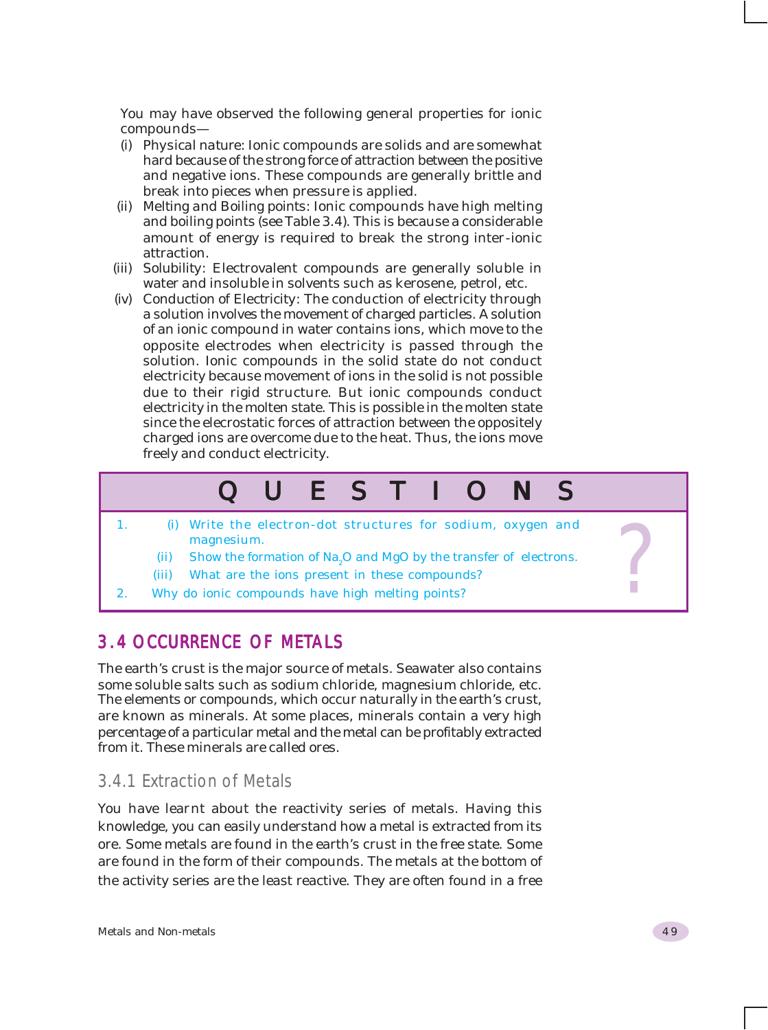You may have observed the following general properties for ionic compounds—

(i) Physical nature: Ionic compounds are solids and are somewhat hard because of the strong force of attraction between the positive and negative ions. These compounds are generally brittle and break into pieces when pressure is applied.

(ii) Melting and Boiling points: Ionic compounds have high melting and boiling points (see Table 3.4). This is because a considerable amount of energy is required to break the strong inter-ionic attraction.

(iii) Solubility: Electrovalent compounds are generally soluble in water and insoluble in solvents such as kerosene, petrol, etc.

(iv) Conduction of Electricity: The conduction of electricity through a solution involves the movement of charged particles. A solution of an ionic compound in water contains ions, which move to the opposite electrodes when electricity is passed through the solution. Ionic compounds in the solid state do not conduct electricity because movement of ions in the solid is not possible due to their rigid structure. But ionic compounds conduct electricity in the molten state. This is possible in the molten state since the elecrostatic forces of attraction between the oppositely charged ions are overcome due to the heat. Thus, the ions move freely and conduct electricity.

## QUESTIONS

1. (i) Write the electron-dot structures for sodium, oxygen and magnesium.
   (ii) Show the formation of $Na_2O$ and $MgO$ by the transfer of electrons.
   (iii) What are the ions present in these compounds?
2. Why do ionic compounds have high melting points?

## 3.4 OCCURRENCE OF METALS

The earth's crust is the major source of metals. Seawater also contains some soluble salts such as sodium chloride, magnesium chloride, etc. The elements or compounds, which occur naturally in the earth's crust, are known as minerals. At some places, minerals contain a very high percentage of a particular metal and the metal can be profitably extracted from it. These minerals are called ores.

### 3.4.1 Extraction of Metals

You have learnt about the reactivity series of metals. Having this knowledge, you can easily understand how a metal is extracted from its ore. Some metals are found in the earth's crust in the free state. Some are found in the form of their compounds. The metals at the bottom of the activity series are the least reactive. They are often found in a free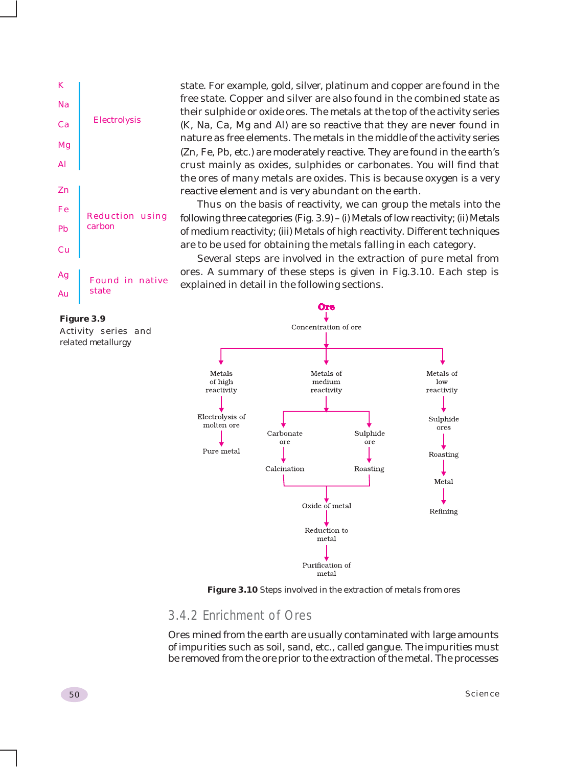state. For example, gold, silver, platinum and copper are found in the free state. Copper and silver are also found in the combined state as their sulphide or oxide ores. The metals at the top of the activity series (K, Na, Ca, Mg and Al) are so reactive that they are never found in nature as free elements. The metals in the middle of the activity series (Zn, Fe, Pb, etc.) are moderately reactive. They are found in the earth's crust mainly as oxides, sulphides or carbonates. You will find that the ores of many metals are oxides. This is because oxygen is a very reactive element and is very abundant on the earth.

Thus on the basis of reactivity, we can group the metals into the following three categories (Fig. 3.9) – (i) Metals of low reactivity; (ii) Metals of medium reactivity; (iii) Metals of high reactivity. Different techniques are to be used for obtaining the metals falling in each category.

Several steps are involved in the extraction of pure metal from ores. A summary of these steps is given in Fig.3.10. Each step is explained in detail in the following sections.

| Metals | Metallurgy |
|---|---|
| K, Na, Ca, Mg, Al | Electrolysis |
| Zn, Fe, Pb, Cu | Reduction using carbon |
| Ag, Au | Found in native state |

**Figure 3.9**
Activity series and related metallurgy

Ore → Concentration of ore

- Metals of high reactivity → Electrolysis of molten ore → Pure metal
- Metals of medium reactivity
  - Carbonate ore → Calcination → Oxide of metal
  - Sulphide ore → Roasting → Oxide of metal
  - Oxide of metal → Reduction to metal → Purification of metal
- Metals of low reactivity → Sulphide ores → Roasting → Metal → Refining

**Figure 3.10** Steps involved in the extraction of metals from ores

## 3.4.2 Enrichment of Ores

Ores mined from the earth are usually contaminated with large amounts of impurities such as soil, sand, etc., called gangue. The impurities must be removed from the ore prior to the extraction of the metal. The processes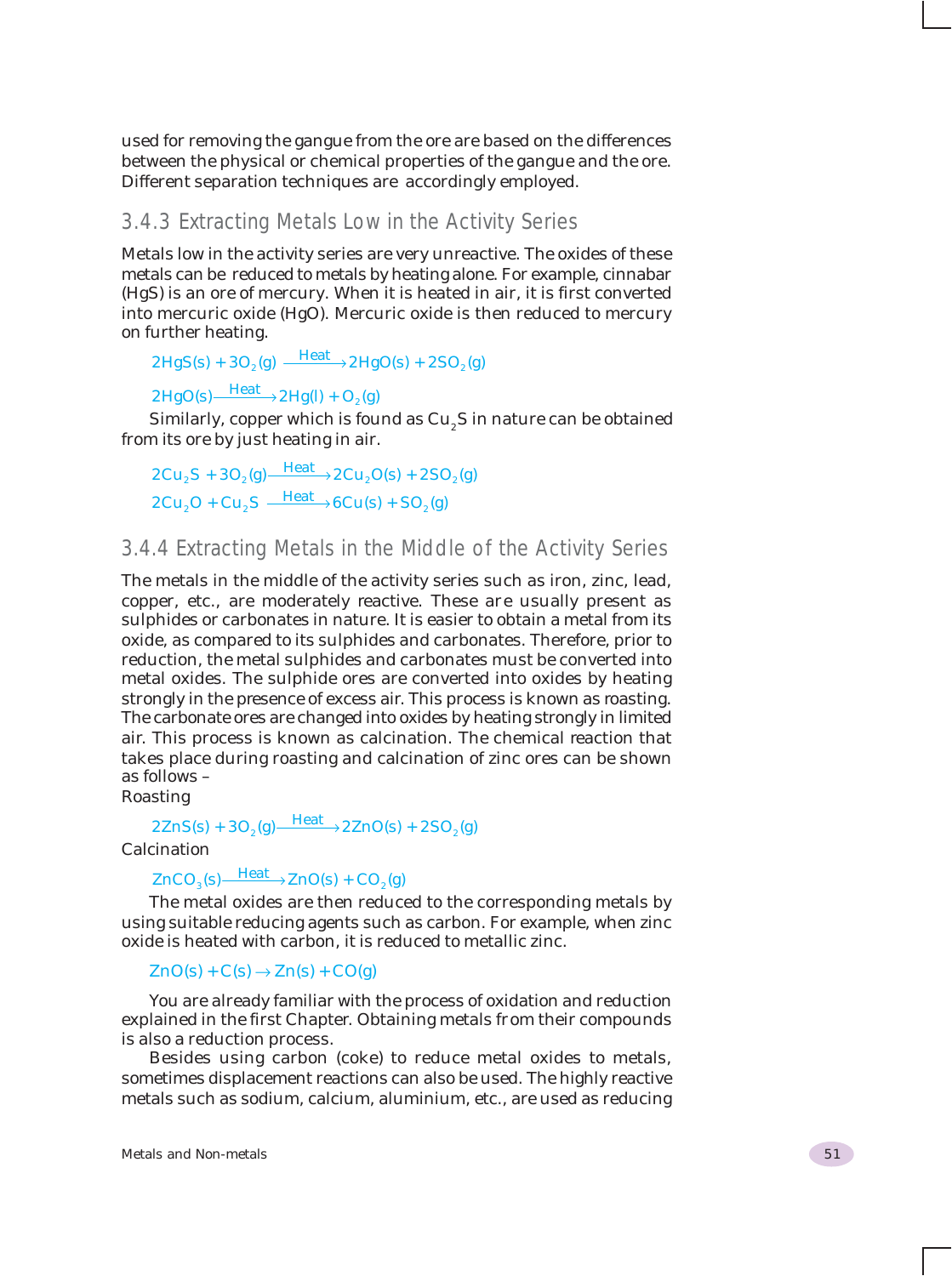used for removing the gangue from the ore are based on the differences between the physical or chemical properties of the gangue and the ore. Different separation techniques are accordingly employed.

### 3.4.3 Extracting Metals Low in the Activity Series

Metals low in the activity series are very unreactive. The oxides of these metals can be reduced to metals by heating alone. For example, cinnabar (HgS) is an ore of mercury. When it is heated in air, it is first converted into mercuric oxide (HgO). Mercuric oxide is then reduced to mercury on further heating.

$$2HgS(s) + 3O_2(g) \xrightarrow{\text{Heat}} 2HgO(s) + 2SO_2(g)$$

$$2HgO(s) \xrightarrow{\text{Heat}} 2Hg(l) + O_2(g)$$

Similarly, copper which is found as $Cu_2S$ in nature can be obtained from its ore by just heating in air.

$$2Cu_2S + 3O_2(g) \xrightarrow{\text{Heat}} 2Cu_2O(s) + 2SO_2(g)$$

$$2Cu_2O + Cu_2S \xrightarrow{\text{Heat}} 6Cu(s) + SO_2(g)$$

### 3.4.4 Extracting Metals in the Middle of the Activity Series

The metals in the middle of the activity series such as iron, zinc, lead, copper, etc., are moderately reactive. These are usually present as sulphides or carbonates in nature. It is easier to obtain a metal from its oxide, as compared to its sulphides and carbonates. Therefore, prior to reduction, the metal sulphides and carbonates must be converted into metal oxides. The sulphide ores are converted into oxides by heating strongly in the presence of excess air. This process is known as roasting. The carbonate ores are changed into oxides by heating strongly in limited air. This process is known as calcination. The chemical reaction that takes place during roasting and calcination of zinc ores can be shown as follows –

Roasting

$$2ZnS(s) + 3O_2(g) \xrightarrow{\text{Heat}} 2ZnO(s) + 2SO_2(g)$$

Calcination

$$ZnCO_3(s) \xrightarrow{\text{Heat}} ZnO(s) + CO_2(g)$$

The metal oxides are then reduced to the corresponding metals by using suitable reducing agents such as carbon. For example, when zinc oxide is heated with carbon, it is reduced to metallic zinc.

$$ZnO(s) + C(s) \rightarrow Zn(s) + CO(g)$$

You are already familiar with the process of oxidation and reduction explained in the first Chapter. Obtaining metals from their compounds is also a reduction process.

Besides using carbon (coke) to reduce metal oxides to metals, sometimes displacement reactions can also be used. The highly reactive metals such as sodium, calcium, aluminium, etc., are used as reducing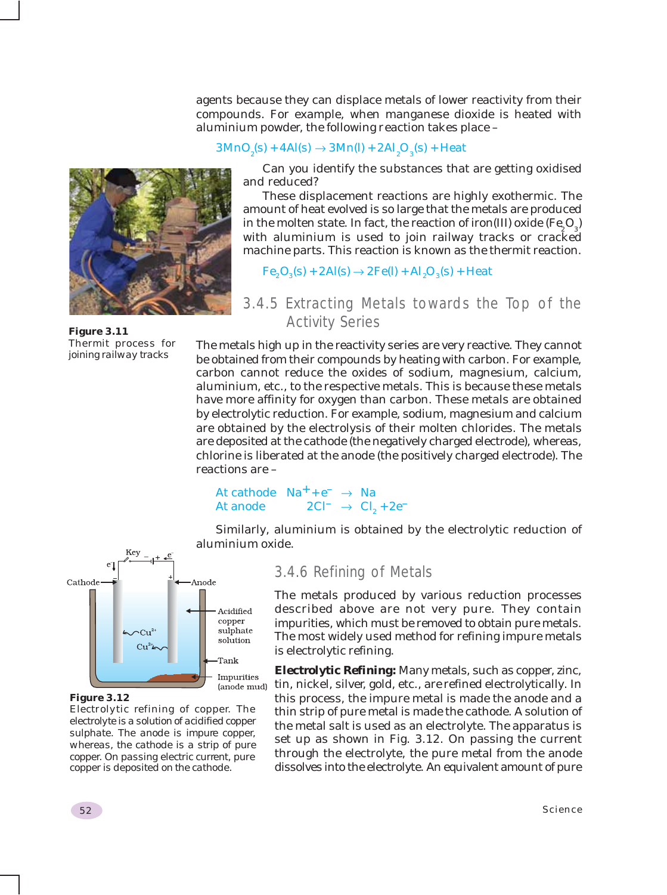agents because they can displace metals of lower reactivity from their compounds. For example, when manganese dioxide is heated with aluminium powder, the following reaction takes place –

$$3MnO_2(s) + 4Al(s) \rightarrow 3Mn(l) + 2Al_2O_3(s) + Heat$$

Can you identify the substances that are getting oxidised and reduced?

These displacement reactions are highly exothermic. The amount of heat evolved is so large that the metals are produced in the molten state. In fact, the reaction of iron(III) oxide ($Fe_2O_3$) with aluminium is used to join railway tracks or cracked machine parts. This reaction is known as the thermit reaction.

$$Fe_2O_3(s) + 2Al(s) \rightarrow 2Fe(l) + Al_2O_3(s) + Heat$$

**Figure 3.11**
Thermit process for joining railway tracks

### 3.4.5 Extracting Metals towards the Top of the Activity Series

The metals high up in the reactivity series are very reactive. They cannot be obtained from their compounds by heating with carbon. For example, carbon cannot reduce the oxides of sodium, magnesium, calcium, aluminium, etc., to the respective metals. This is because these metals have more affinity for oxygen than carbon. These metals are obtained by electrolytic reduction. For example, sodium, magnesium and calcium are obtained by the electrolysis of their molten chlorides. The metals are deposited at the cathode (the negatively charged electrode), whereas, chlorine is liberated at the anode (the positively charged electrode). The reactions are –

At cathode $Na^+ + e^- \rightarrow Na$

At anode $2Cl^- \rightarrow Cl_2 + 2e^-$

Similarly, aluminium is obtained by the electrolytic reduction of aluminium oxide.

### 3.4.6 Refining of Metals

The metals produced by various reduction processes described above are not very pure. They contain impurities, which must be removed to obtain pure metals. The most widely used method for refining impure metals is electrolytic refining.

**Electrolytic Refining:** Many metals, such as copper, zinc, tin, nickel, silver, gold, etc., are refined electrolytically. In this process, the impure metal is made the anode and a thin strip of pure metal is made the cathode. A solution of the metal salt is used as an electrolyte. The apparatus is set up as shown in Fig. 3.12. On passing the current through the electrolyte, the pure metal from the anode dissolves into the electrolyte. An equivalent amount of pure

**Figure 3.12**
Electrolytic refining of copper. The electrolyte is a solution of acidified copper sulphate. The anode is impure copper, whereas, the cathode is a strip of pure copper. On passing electric current, pure copper is deposited on the cathode.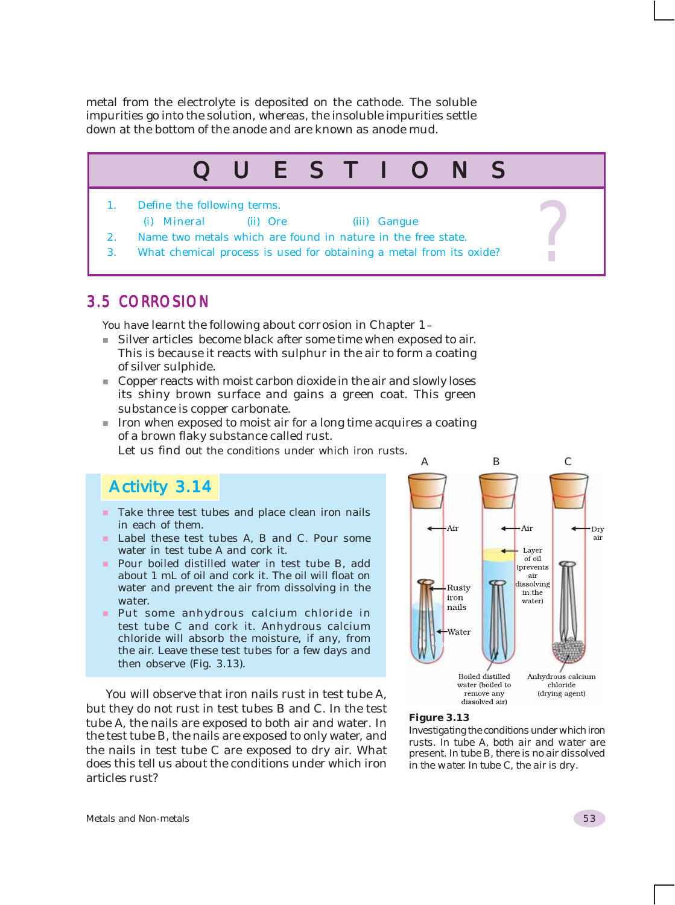metal from the electrolyte is deposited on the cathode. The soluble impurities go into the solution, whereas, the insoluble impurities settle down at the bottom of the anode and are known as anode mud.

## QUESTIONS

1. Define the following terms.
   (i) Mineral (ii) Ore (iii) Gangue
2. Name two metals which are found in nature in the free state.
3. What chemical process is used for obtaining a metal from its oxide?

## 3.5 CORROSION

You have learnt the following about corrosion in Chapter 1 –

- Silver articles become black after some time when exposed to air. This is because it reacts with sulphur in the air to form a coating of silver sulphide.
- Copper reacts with moist carbon dioxide in the air and slowly loses its shiny brown surface and gains a green coat. This green substance is copper carbonate.
- Iron when exposed to moist air for a long time acquires a coating of a brown flaky substance called rust.

Let us find out the conditions under which iron rusts.

### Activity 3.14

- Take three test tubes and place clean iron nails in each of them.
- Label these test tubes A, B and C. Pour some water in test tube A and cork it.
- Pour boiled distilled water in test tube B, add about 1 mL of oil and cork it. The oil will float on water and prevent the air from dissolving in the water.
- Put some anhydrous calcium chloride in test tube C and cork it. Anhydrous calcium chloride will absorb the moisture, if any, from the air. Leave these test tubes for a few days and then observe (Fig. 3.13).

A B C

Air; Air; Dry air; Layer of oil (prevents air dissolving in the water); Rusty iron nails; Water; Boiled distilled water (boiled to remove any dissolved air); Anhydrous calcium chloride (drying agent)

**Figure 3.13**
Investigating the conditions under which iron rusts. In tube A, both air and water are present. In tube B, there is no air dissolved in the water. In tube C, the air is dry.

You will observe that iron nails rust in test tube A, but they do not rust in test tubes B and C. In the test tube A, the nails are exposed to both air and water. In the test tube B, the nails are exposed to only water, and the nails in test tube C are exposed to dry air. What does this tell us about the conditions under which iron articles rust?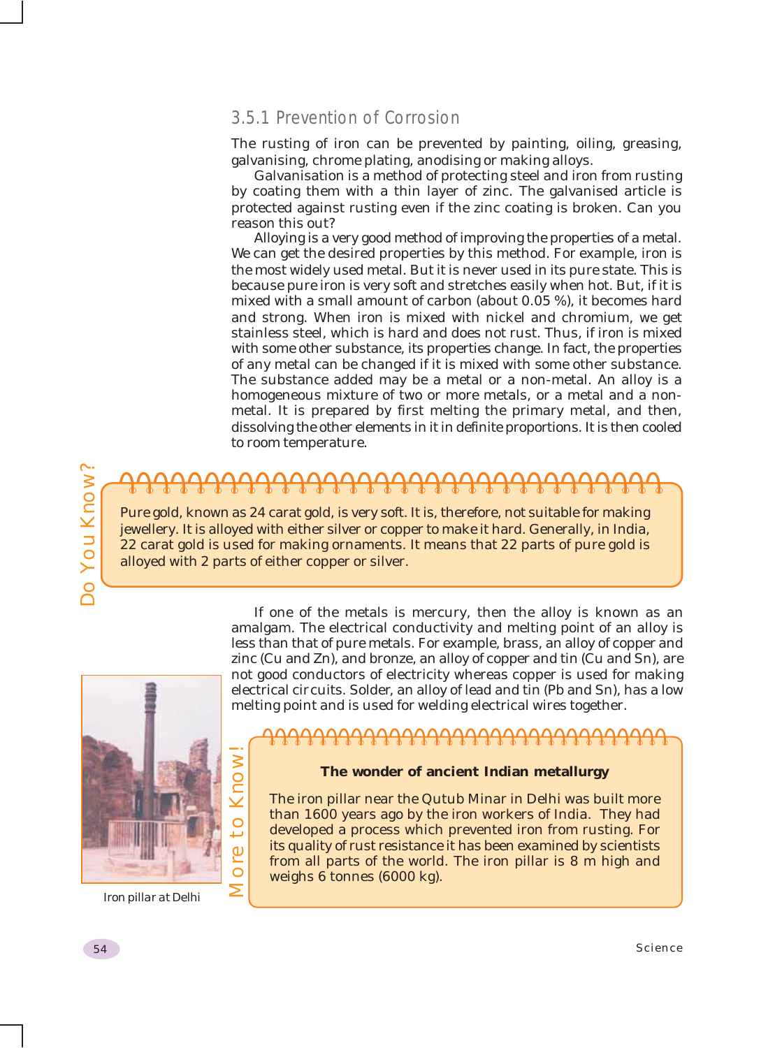### 3.5.1 Prevention of Corrosion

The rusting of iron can be prevented by painting, oiling, greasing, galvanising, chrome plating, anodising or making alloys.

Galvanisation is a method of protecting steel and iron from rusting by coating them with a thin layer of zinc. The galvanised article is protected against rusting even if the zinc coating is broken. Can you reason this out?

Alloying is a very good method of improving the properties of a metal. We can get the desired properties by this method. For example, iron is the most widely used metal. But it is never used in its pure state. This is because pure iron is very soft and stretches easily when hot. But, if it is mixed with a small amount of carbon (about 0.05 %), it becomes hard and strong. When iron is mixed with nickel and chromium, we get stainless steel, which is hard and does not rust. Thus, if iron is mixed with some other substance, its properties change. In fact, the properties of any metal can be changed if it is mixed with some other substance. The substance added may be a metal or a non-metal. An alloy is a homogeneous mixture of two or more metals, or a metal and a non-metal. It is prepared by first melting the primary metal, and then, dissolving the other elements in it in definite proportions. It is then cooled to room temperature.

**Do You Know?**

Pure gold, known as 24 carat gold, is very soft. It is, therefore, not suitable for making jewellery. It is alloyed with either silver or copper to make it hard. Generally, in India, 22 carat gold is used for making ornaments. It means that 22 parts of pure gold is alloyed with 2 parts of either copper or silver.

If one of the metals is mercury, then the alloy is known as an amalgam. The electrical conductivity and melting point of an alloy is less than that of pure metals. For example, brass, an alloy of copper and zinc (Cu and Zn), and bronze, an alloy of copper and tin (Cu and Sn), are not good conductors of electricity whereas copper is used for making electrical circuits. Solder, an alloy of lead and tin (Pb and Sn), has a low melting point and is used for welding electrical wires together.

**More to Know!**

**The wonder of ancient Indian metallurgy**

The iron pillar near the Qutub Minar in Delhi was built more than 1600 years ago by the iron workers of India. They had developed a process which prevented iron from rusting. For its quality of rust resistance it has been examined by scientists from all parts of the world. The iron pillar is 8 m high and weighs 6 tonnes (6000 kg).

Iron pillar at Delhi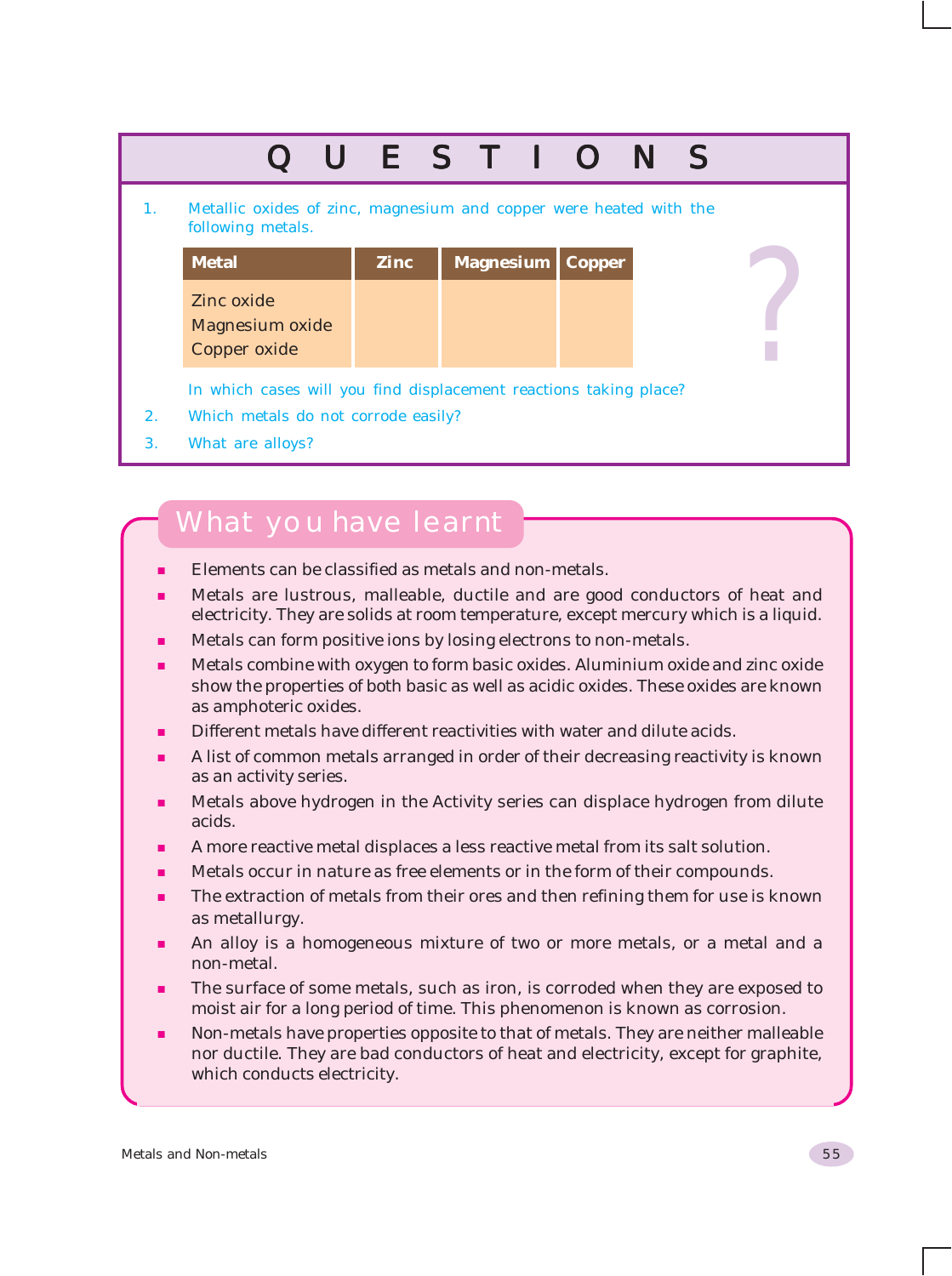## QUESTIONS

1. Metallic oxides of zinc, magnesium and copper were heated with the following metals.

| Metal | Zinc | Magnesium | Copper |
|---|---|---|---|
| Zinc oxide | | | |
| Magnesium oxide | | | |
| Copper oxide | | | |

In which cases will you find displacement reactions taking place?

2. Which metals do not corrode easily?
3. What are alloys?

## What you have learnt

- Elements can be classified as metals and non-metals.
- Metals are lustrous, malleable, ductile and are good conductors of heat and electricity. They are solids at room temperature, except mercury which is a liquid.
- Metals can form positive ions by losing electrons to non-metals.
- Metals combine with oxygen to form basic oxides. Aluminium oxide and zinc oxide show the properties of both basic as well as acidic oxides. These oxides are known as amphoteric oxides.
- Different metals have different reactivities with water and dilute acids.
- A list of common metals arranged in order of their decreasing reactivity is known as an activity series.
- Metals above hydrogen in the Activity series can displace hydrogen from dilute acids.
- A more reactive metal displaces a less reactive metal from its salt solution.
- Metals occur in nature as free elements or in the form of their compounds.
- The extraction of metals from their ores and then refining them for use is known as metallurgy.
- An alloy is a homogeneous mixture of two or more metals, or a metal and a non-metal.
- The surface of some metals, such as iron, is corroded when they are exposed to moist air for a long period of time. This phenomenon is known as corrosion.
- Non-metals have properties opposite to that of metals. They are neither malleable nor ductile. They are bad conductors of heat and electricity, except for graphite, which conducts electricity.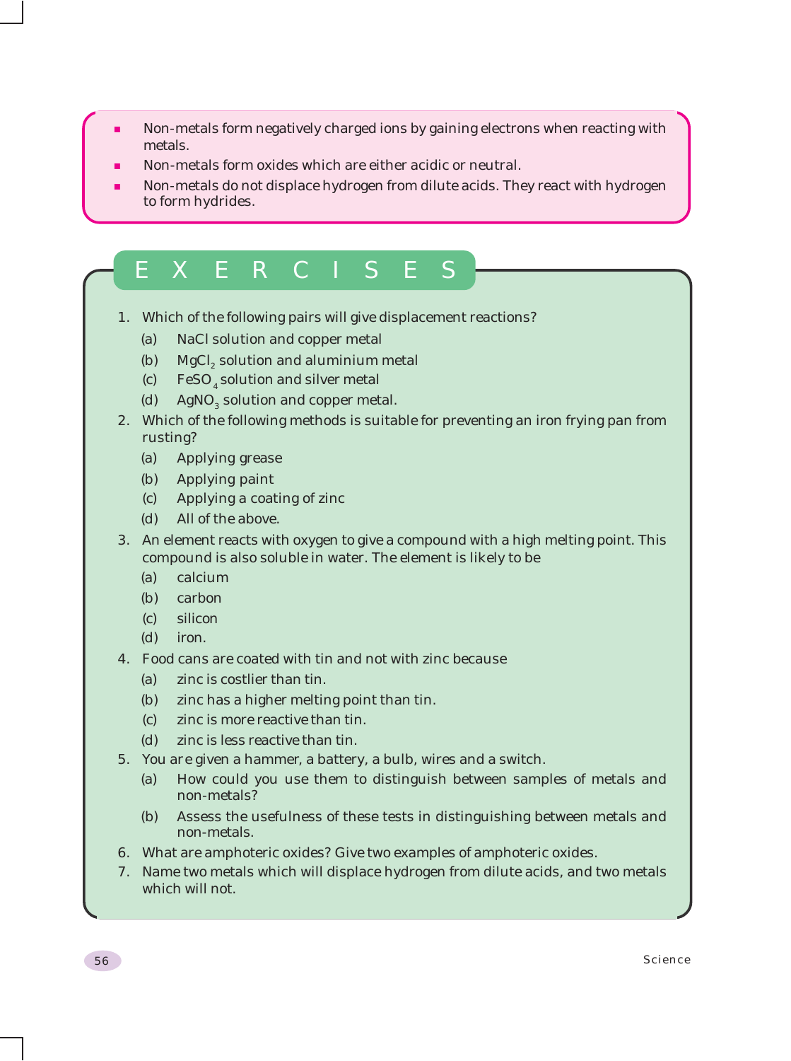- Non-metals form negatively charged ions by gaining electrons when reacting with metals.
- Non-metals form oxides which are either acidic or neutral.
- Non-metals do not displace hydrogen from dilute acids. They react with hydrogen to form hydrides.

## EXERCISES

1. Which of the following pairs will give displacement reactions?
   (a) NaCl solution and copper metal
   (b) $MgCl_2$ solution and aluminium metal
   (c) $FeSO_4$ solution and silver metal
   (d) $AgNO_3$ solution and copper metal.
2. Which of the following methods is suitable for preventing an iron frying pan from rusting?
   (a) Applying grease
   (b) Applying paint
   (c) Applying a coating of zinc
   (d) All of the above.
3. An element reacts with oxygen to give a compound with a high melting point. This compound is also soluble in water. The element is likely to be
   (a) calcium
   (b) carbon
   (c) silicon
   (d) iron.
4. Food cans are coated with tin and not with zinc because
   (a) zinc is costlier than tin.
   (b) zinc has a higher melting point than tin.
   (c) zinc is more reactive than tin.
   (d) zinc is less reactive than tin.
5. You are given a hammer, a battery, a bulb, wires and a switch.
   (a) How could you use them to distinguish between samples of metals and non-metals?
   (b) Assess the usefulness of these tests in distinguishing between metals and non-metals.
6. What are amphoteric oxides? Give two examples of amphoteric oxides.
7. Name two metals which will displace hydrogen from dilute acids, and two metals which will not.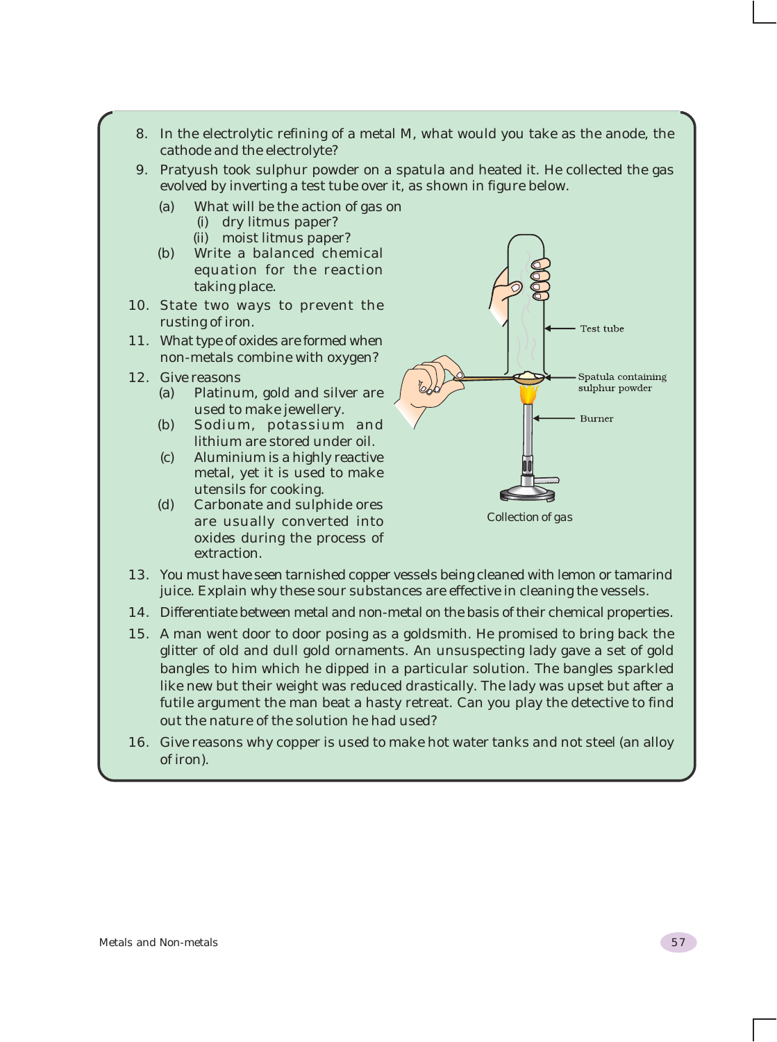8. In the electrolytic refining of a metal M, what would you take as the anode, the cathode and the electrolyte?
9. Pratyush took sulphur powder on a spatula and heated it. He collected the gas evolved by inverting a test tube over it, as shown in figure below.
   (a) What will be the action of gas on
      (i) dry litmus paper?
      (ii) moist litmus paper?
   (b) Write a balanced chemical equation for the reaction taking place.

Test tube
Spatula containing sulphur powder
Burner

Collection of gas

10. State two ways to prevent the rusting of iron.
11. What type of oxides are formed when non-metals combine with oxygen?
12. Give reasons
   (a) Platinum, gold and silver are used to make jewellery.
   (b) Sodium, potassium and lithium are stored under oil.
   (c) Aluminium is a highly reactive metal, yet it is used to make utensils for cooking.
   (d) Carbonate and sulphide ores are usually converted into oxides during the process of extraction.
13. You must have seen tarnished copper vessels being cleaned with lemon or tamarind juice. Explain why these sour substances are effective in cleaning the vessels.
14. Differentiate between metal and non-metal on the basis of their chemical properties.
15. A man went door to door posing as a goldsmith. He promised to bring back the glitter of old and dull gold ornaments. An unsuspecting lady gave a set of gold bangles to him which he dipped in a particular solution. The bangles sparkled like new but their weight was reduced drastically. The lady was upset but after a futile argument the man beat a hasty retreat. Can you play the detective to find out the nature of the solution he had used?
16. Give reasons why copper is used to make hot water tanks and not steel (an alloy of iron).